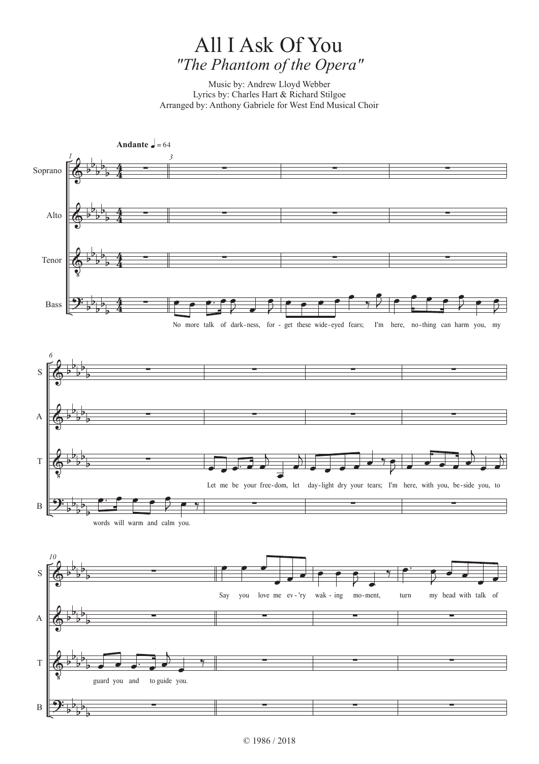# All I Ask Of You

*"The Phantom of the Opera"*

Music by: Andrew Lloyd Webber
Lyrics by: Charles Hart & Richard Stilgoe
Arranged by: Anthony Gabriele for West End Musical Choir

© 1986 / 2018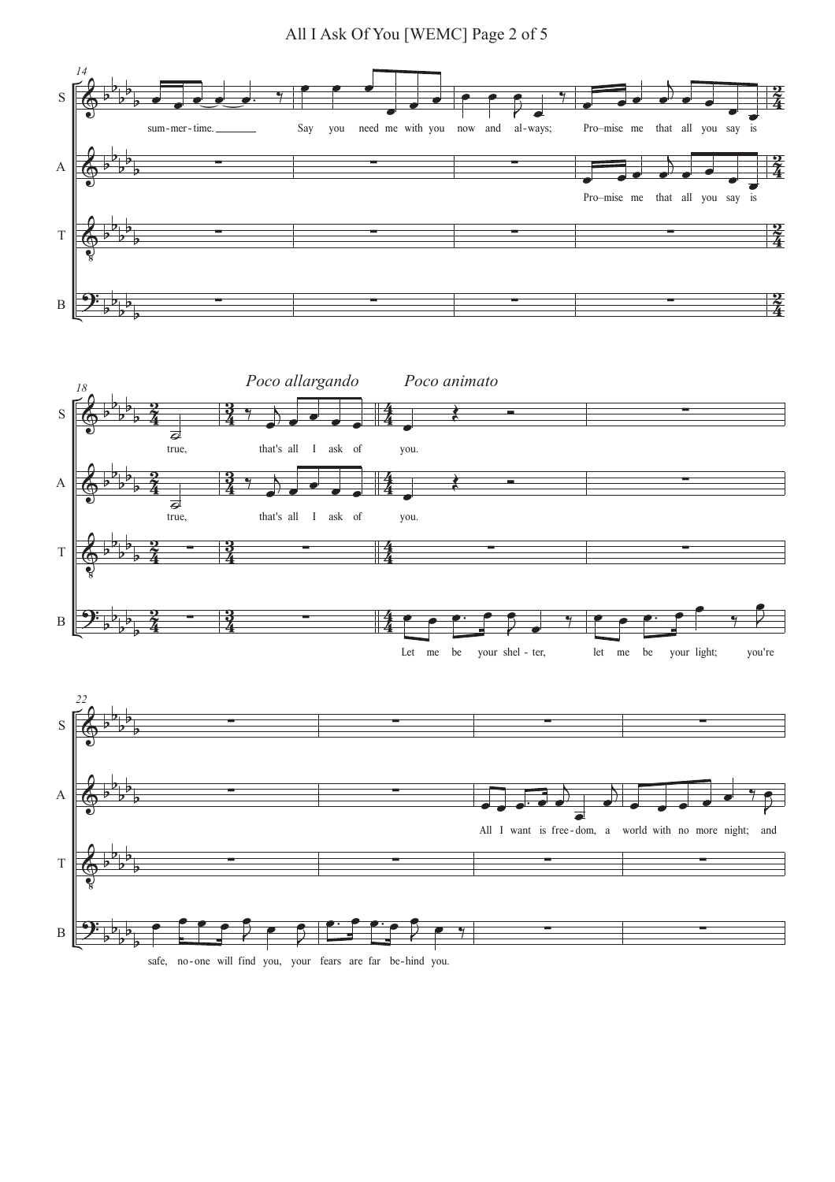*Poco allargando*

*Poco animato*

S: sum-mer-time. Say you need me with you now and al-ways; Pro–mise me that all you say is true, that's all I ask of you.

A: Pro–mise me that all you say is true, that's all I ask of you.

B: Let me be your shel - ter, let me be your light; you're safe, no-one will find you, your fears are far be-hind you.

A: All I want is free-dom, a world with no more night; and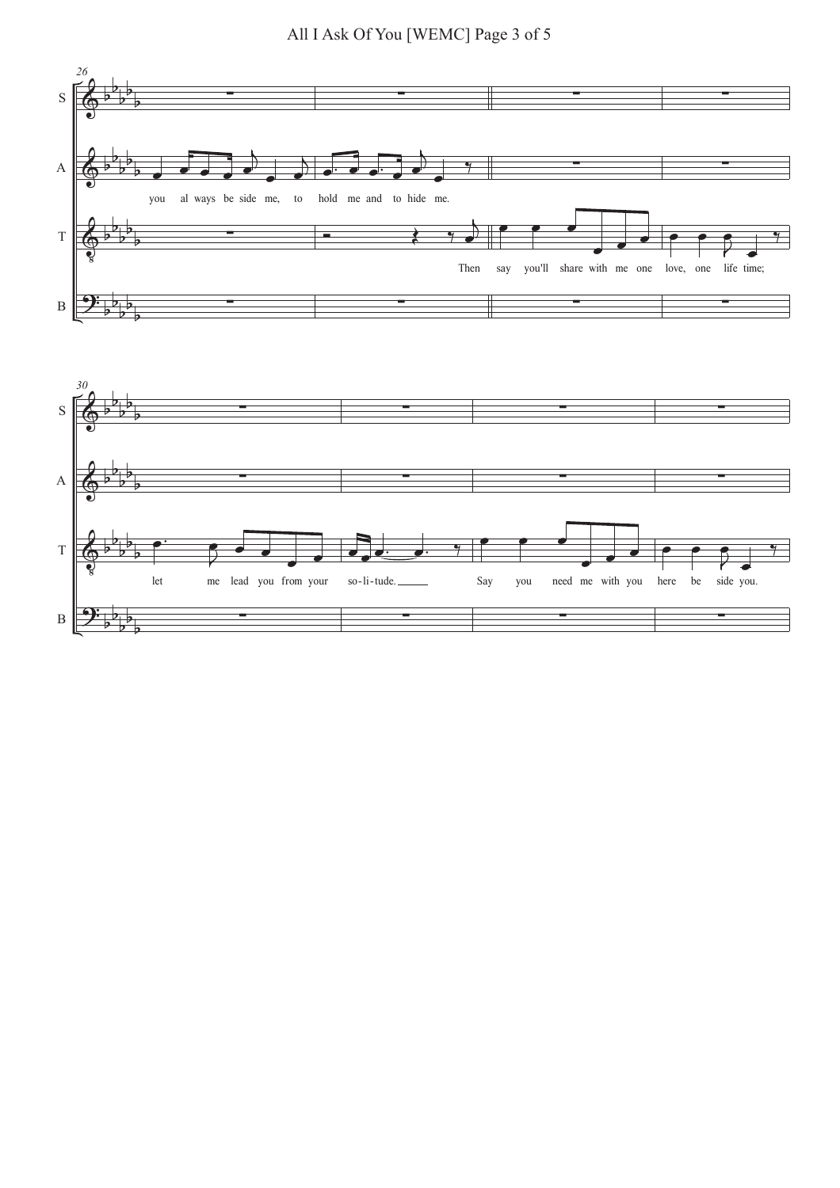26

S

A

you al ways be side me, to hold me and to hide me.

T

Then say you'll share with me one love, one life time;

B

30

S

A

T

let me lead you from your so-li-tude. Say you need me with you here be side you.

B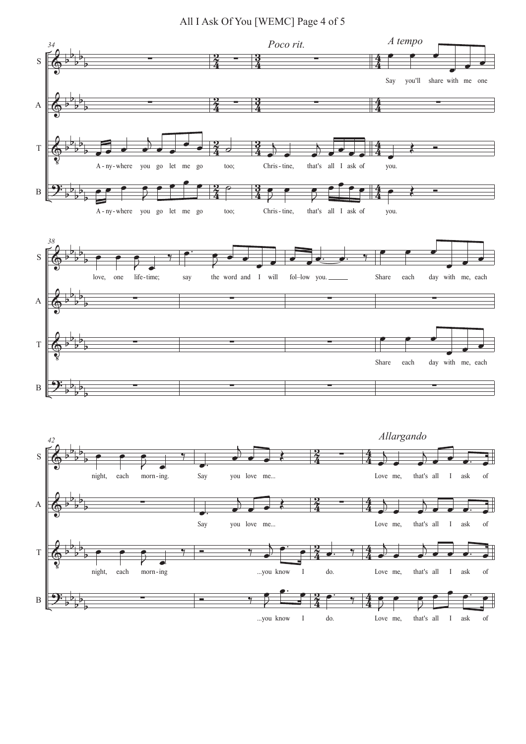**34** *Poco rit.* *A tempo*

S: Say you'll share with me one

T: A-ny-where you go let me go too; Chris-tine, that's all I ask of you.

B: A-ny-where you go let me go too; Chris-tine, that's all I ask of you.

**38**

S: love, one life-time; say the word and I will fol–low you. Share each day with me, each

T: Share each day with me, each

**42** *Allargando*

S: night, each morn-ing. Say you love me... Love me, that's all I ask of

A: Say you love me... Love me, that's all I ask of

T: night, each morn-ing ...you know I do. Love me, that's all I ask of

B: ...you know I do. Love me, that's all I ask of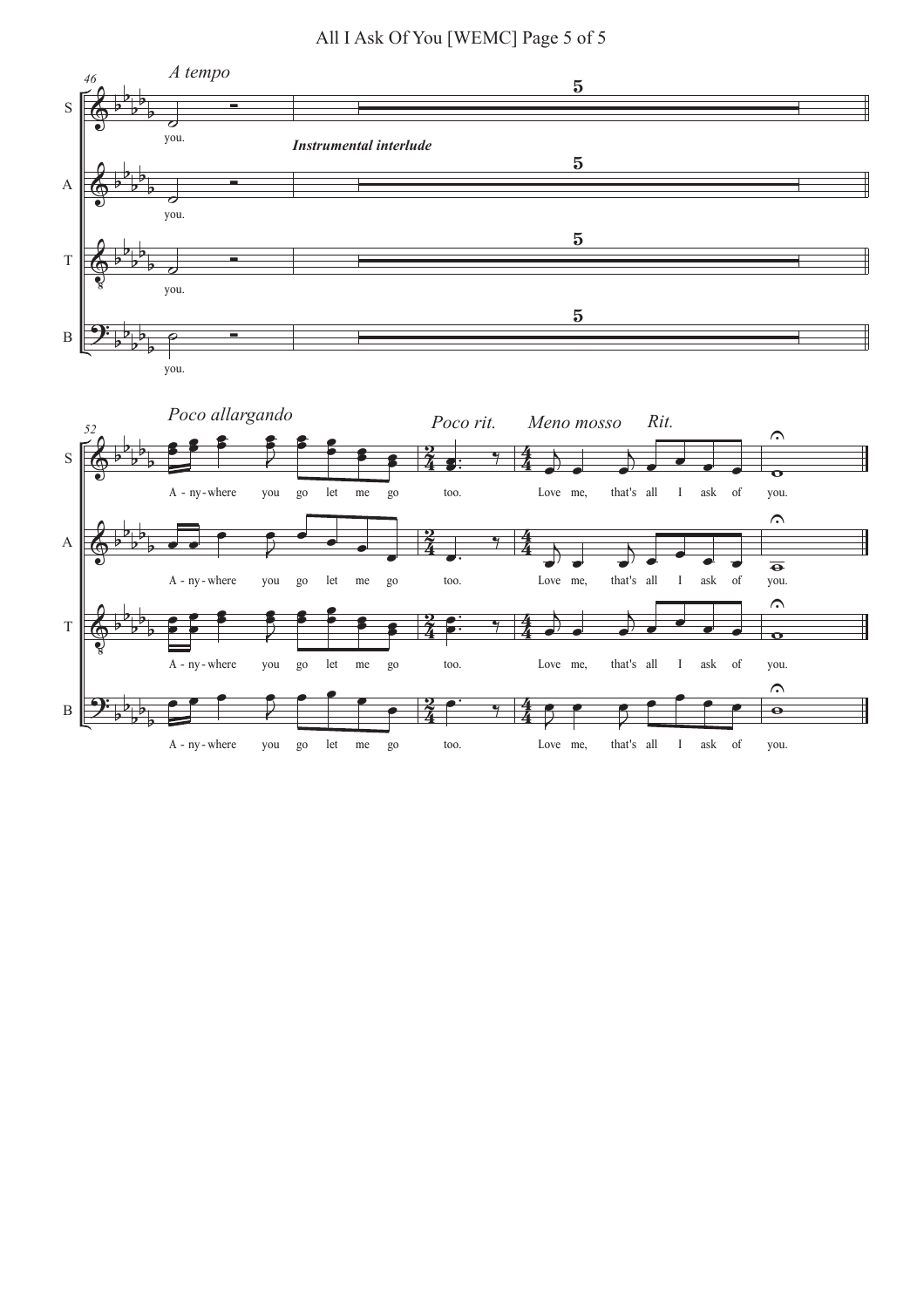*A tempo*

you.

***Instrumental interlude***

*Poco allargando*

A - ny - where you go let me go

*Poco rit.*

too.

*Meno mosso*

Love me, that's all

*Rit.*

I ask of you.